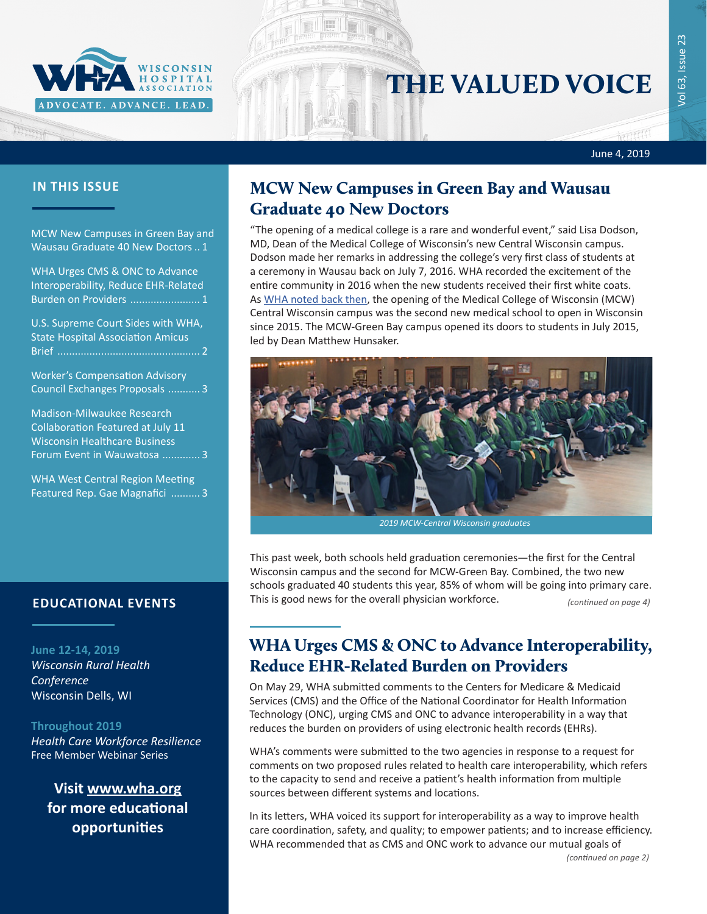# THE VALUED VOICE

June 4, 2019

## IN THIS ISSUE

- MCW New Campuses in Green Bay and Wausau Graduate 40 New Doctors .. 1
- WHA Urges CMS & ONC to Advance Interoperability, Reduce EHR-Related Burden on Providers ........................ 1
- U.S. Supreme Court Sides with WHA, State Hospital Association Amicus Brief ................................................ 2
- Worker's Compensation Advisory Council Exchanges Proposals ........... 3
- Madison-Milwaukee Research Collaboration Featured at July 11 Wisconsin Healthcare Business Forum Event in Wauwatosa ............. 3
- WHA West Central Region Meeting Featured Rep. Gae Magnafici .......... 3

## EDUCATIONAL EVENTS

**June 12-14, 2019**
*Wisconsin Rural Health Conference*
Wisconsin Dells, WI

**Throughout 2019**
*Health Care Workforce Resilience*
Free Member Webinar Series

**Visit www.wha.org for more educational opportunities**

## MCW New Campuses in Green Bay and Wausau Graduate 40 New Doctors

"The opening of a medical college is a rare and wonderful event," said Lisa Dodson, MD, Dean of the Medical College of Wisconsin's new Central Wisconsin campus. Dodson made her remarks in addressing the college's very first class of students at a ceremony in Wausau back on July 7, 2016. WHA recorded the excitement of the entire community in 2016 when the new students received their first white coats. As WHA noted back then, the opening of the Medical College of Wisconsin (MCW) Central Wisconsin campus was the second new medical school to open in Wisconsin since 2015. The MCW-Green Bay campus opened its doors to students in July 2015, led by Dean Matthew Hunsaker.

*2019 MCW-Central Wisconsin graduates*

This past week, both schools held graduation ceremonies—the first for the Central Wisconsin campus and the second for MCW-Green Bay. Combined, the two new schools graduated 40 students this year, 85% of whom will be going into primary care. This is good news for the overall physician workforce. *(continued on page 4)*

## WHA Urges CMS & ONC to Advance Interoperability, Reduce EHR-Related Burden on Providers

On May 29, WHA submitted comments to the Centers for Medicare & Medicaid Services (CMS) and the Office of the National Coordinator for Health Information Technology (ONC), urging CMS and ONC to advance interoperability in a way that reduces the burden on providers of using electronic health records (EHRs).

WHA's comments were submitted to the two agencies in response to a request for comments on two proposed rules related to health care interoperability, which refers to the capacity to send and receive a patient's health information from multiple sources between different systems and locations.

In its letters, WHA voiced its support for interoperability as a way to improve health care coordination, safety, and quality; to empower patients; and to increase efficiency. WHA recommended that as CMS and ONC work to advance our mutual goals of

*(continued on page 2)*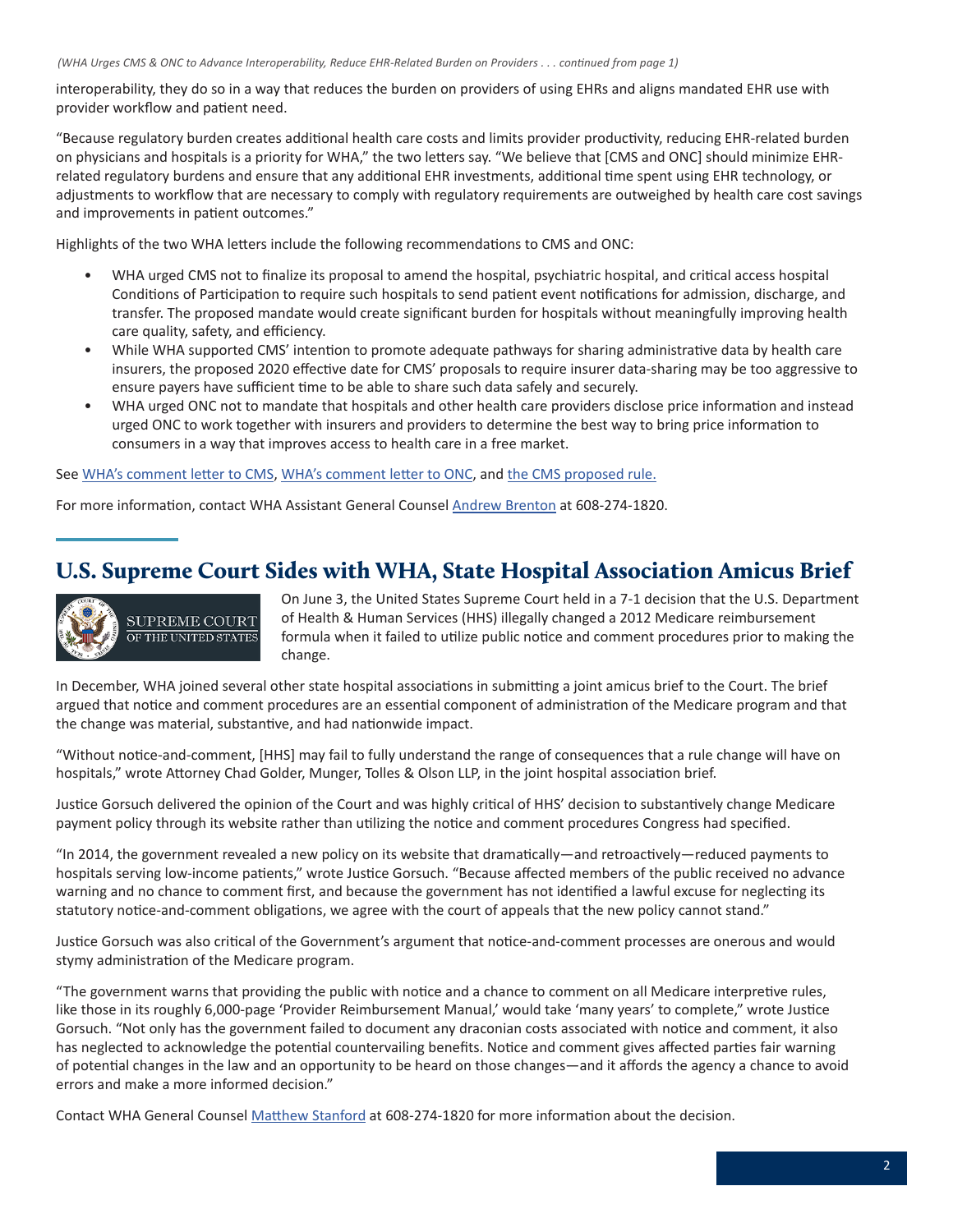*(WHA Urges CMS & ONC to Advance Interoperability, Reduce EHR-Related Burden on Providers . . . continued from page 1)*

interoperability, they do so in a way that reduces the burden on providers of using EHRs and aligns mandated EHR use with provider workflow and patient need.

"Because regulatory burden creates additional health care costs and limits provider productivity, reducing EHR-related burden on physicians and hospitals is a priority for WHA," the two letters say. "We believe that [CMS and ONC] should minimize EHR-related regulatory burdens and ensure that any additional EHR investments, additional time spent using EHR technology, or adjustments to workflow that are necessary to comply with regulatory requirements are outweighed by health care cost savings and improvements in patient outcomes."

Highlights of the two WHA letters include the following recommendations to CMS and ONC:

- WHA urged CMS not to finalize its proposal to amend the hospital, psychiatric hospital, and critical access hospital Conditions of Participation to require such hospitals to send patient event notifications for admission, discharge, and transfer. The proposed mandate would create significant burden for hospitals without meaningfully improving health care quality, safety, and efficiency.
- While WHA supported CMS' intention to promote adequate pathways for sharing administrative data by health care insurers, the proposed 2020 effective date for CMS' proposals to require insurer data-sharing may be too aggressive to ensure payers have sufficient time to be able to share such data safely and securely.
- WHA urged ONC not to mandate that hospitals and other health care providers disclose price information and instead urged ONC to work together with insurers and providers to determine the best way to bring price information to consumers in a way that improves access to health care in a free market.

See WHA's comment letter to CMS, WHA's comment letter to ONC, and the CMS proposed rule.

For more information, contact WHA Assistant General Counsel Andrew Brenton at 608-274-1820.

## U.S. Supreme Court Sides with WHA, State Hospital Association Amicus Brief

On June 3, the United States Supreme Court held in a 7-1 decision that the U.S. Department of Health & Human Services (HHS) illegally changed a 2012 Medicare reimbursement formula when it failed to utilize public notice and comment procedures prior to making the change.

In December, WHA joined several other state hospital associations in submitting a joint amicus brief to the Court. The brief argued that notice and comment procedures are an essential component of administration of the Medicare program and that the change was material, substantive, and had nationwide impact.

"Without notice-and-comment, [HHS] may fail to fully understand the range of consequences that a rule change will have on hospitals," wrote Attorney Chad Golder, Munger, Tolles & Olson LLP, in the joint hospital association brief.

Justice Gorsuch delivered the opinion of the Court and was highly critical of HHS' decision to substantively change Medicare payment policy through its website rather than utilizing the notice and comment procedures Congress had specified.

"In 2014, the government revealed a new policy on its website that dramatically—and retroactively—reduced payments to hospitals serving low-income patients," wrote Justice Gorsuch. "Because affected members of the public received no advance warning and no chance to comment first, and because the government has not identified a lawful excuse for neglecting its statutory notice-and-comment obligations, we agree with the court of appeals that the new policy cannot stand."

Justice Gorsuch was also critical of the Government's argument that notice-and-comment processes are onerous and would stymy administration of the Medicare program.

"The government warns that providing the public with notice and a chance to comment on all Medicare interpretive rules, like those in its roughly 6,000-page 'Provider Reimbursement Manual,' would take 'many years' to complete," wrote Justice Gorsuch. "Not only has the government failed to document any draconian costs associated with notice and comment, it also has neglected to acknowledge the potential countervailing benefits. Notice and comment gives affected parties fair warning of potential changes in the law and an opportunity to be heard on those changes—and it affords the agency a chance to avoid errors and make a more informed decision."

Contact WHA General Counsel Matthew Stanford at 608-274-1820 for more information about the decision.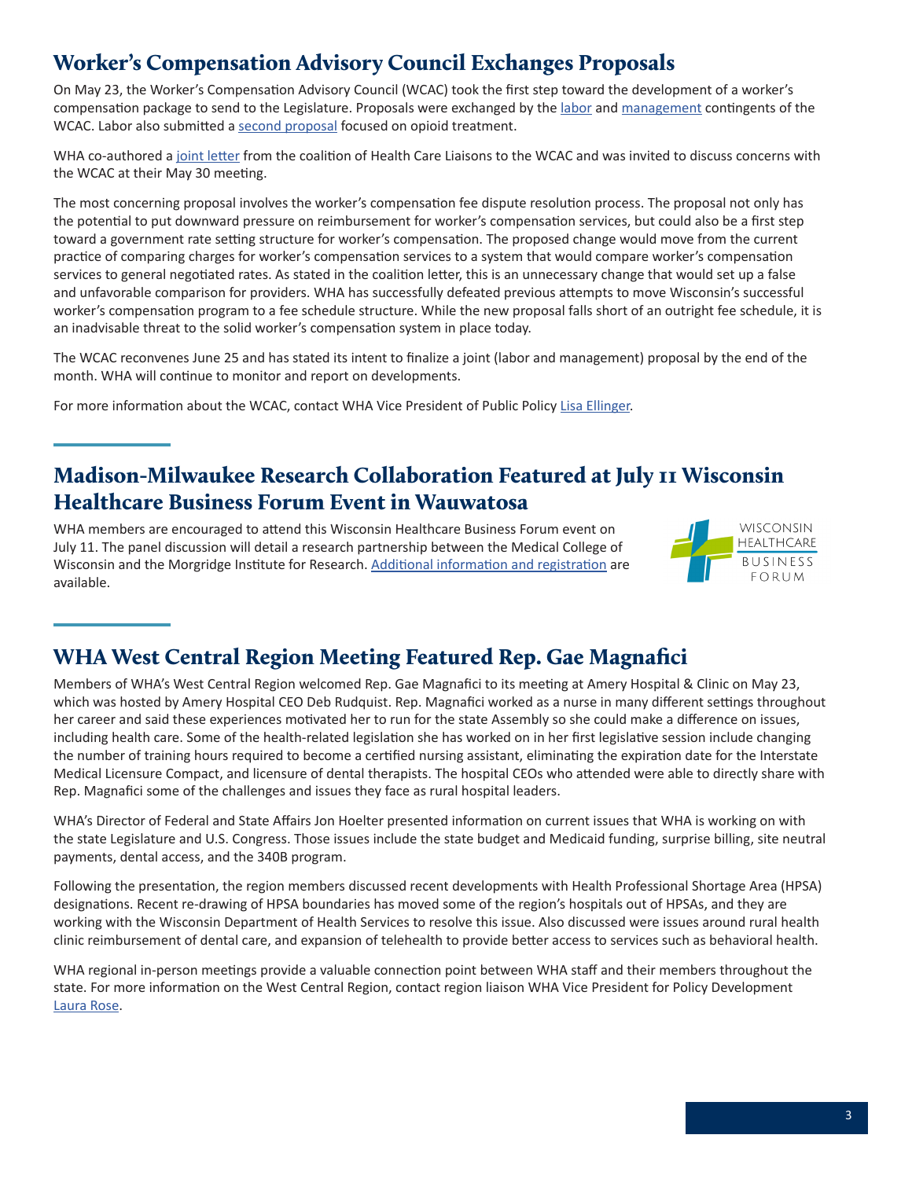## Worker's Compensation Advisory Council Exchanges Proposals

On May 23, the Worker's Compensation Advisory Council (WCAC) took the first step toward the development of a worker's compensation package to send to the Legislature. Proposals were exchanged by the labor and management contingents of the WCAC. Labor also submitted a second proposal focused on opioid treatment.

WHA co-authored a joint letter from the coalition of Health Care Liaisons to the WCAC and was invited to discuss concerns with the WCAC at their May 30 meeting.

The most concerning proposal involves the worker's compensation fee dispute resolution process. The proposal not only has the potential to put downward pressure on reimbursement for worker's compensation services, but could also be a first step toward a government rate setting structure for worker's compensation. The proposed change would move from the current practice of comparing charges for worker's compensation services to a system that would compare worker's compensation services to general negotiated rates. As stated in the coalition letter, this is an unnecessary change that would set up a false and unfavorable comparison for providers. WHA has successfully defeated previous attempts to move Wisconsin's successful worker's compensation program to a fee schedule structure. While the new proposal falls short of an outright fee schedule, it is an inadvisable threat to the solid worker's compensation system in place today.

The WCAC reconvenes June 25 and has stated its intent to finalize a joint (labor and management) proposal by the end of the month. WHA will continue to monitor and report on developments.

For more information about the WCAC, contact WHA Vice President of Public Policy Lisa Ellinger.

## Madison-Milwaukee Research Collaboration Featured at July 11 Wisconsin Healthcare Business Forum Event in Wauwatosa

WHA members are encouraged to attend this Wisconsin Healthcare Business Forum event on July 11. The panel discussion will detail a research partnership between the Medical College of Wisconsin and the Morgridge Institute for Research. Additional information and registration are available.

## WHA West Central Region Meeting Featured Rep. Gae Magnafici

Members of WHA's West Central Region welcomed Rep. Gae Magnafici to its meeting at Amery Hospital & Clinic on May 23, which was hosted by Amery Hospital CEO Deb Rudquist. Rep. Magnafici worked as a nurse in many different settings throughout her career and said these experiences motivated her to run for the state Assembly so she could make a difference on issues, including health care. Some of the health-related legislation she has worked on in her first legislative session include changing the number of training hours required to become a certified nursing assistant, eliminating the expiration date for the Interstate Medical Licensure Compact, and licensure of dental therapists. The hospital CEOs who attended were able to directly share with Rep. Magnafici some of the challenges and issues they face as rural hospital leaders.

WHA's Director of Federal and State Affairs Jon Hoelter presented information on current issues that WHA is working on with the state Legislature and U.S. Congress. Those issues include the state budget and Medicaid funding, surprise billing, site neutral payments, dental access, and the 340B program.

Following the presentation, the region members discussed recent developments with Health Professional Shortage Area (HPSA) designations. Recent re-drawing of HPSA boundaries has moved some of the region's hospitals out of HPSAs, and they are working with the Wisconsin Department of Health Services to resolve this issue. Also discussed were issues around rural health clinic reimbursement of dental care, and expansion of telehealth to provide better access to services such as behavioral health.

WHA regional in-person meetings provide a valuable connection point between WHA staff and their members throughout the state. For more information on the West Central Region, contact region liaison WHA Vice President for Policy Development Laura Rose.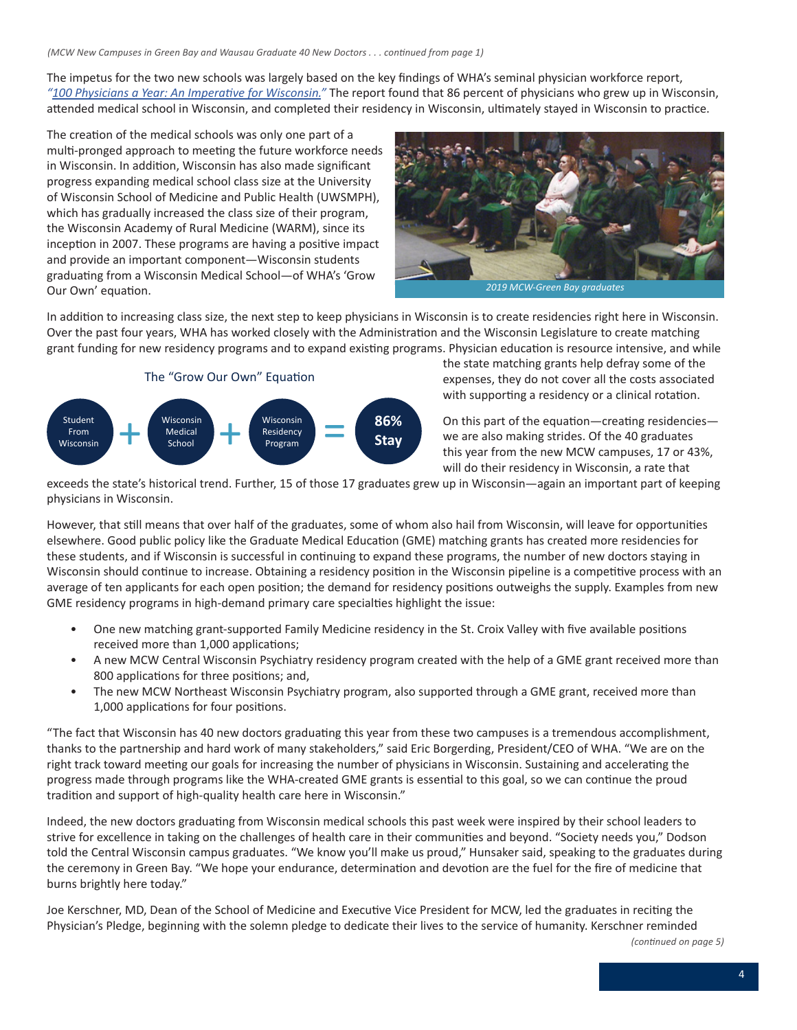*(MCW New Campuses in Green Bay and Wausau Graduate 40 New Doctors . . . continued from page 1)*

The impetus for the two new schools was largely based on the key findings of WHA's seminal physician workforce report, *"100 Physicians a Year: An Imperative for Wisconsin."* The report found that 86 percent of physicians who grew up in Wisconsin, attended medical school in Wisconsin, and completed their residency in Wisconsin, ultimately stayed in Wisconsin to practice.

The creation of the medical schools was only one part of a multi-pronged approach to meeting the future workforce needs in Wisconsin. In addition, Wisconsin has also made significant progress expanding medical school class size at the University of Wisconsin School of Medicine and Public Health (UWSMPH), which has gradually increased the class size of their program, the Wisconsin Academy of Rural Medicine (WARM), since its inception in 2007. These programs are having a positive impact and provide an important component—Wisconsin students graduating from a Wisconsin Medical School—of WHA's 'Grow Our Own' equation.

*2019 MCW-Green Bay graduates*

In addition to increasing class size, the next step to keep physicians in Wisconsin is to create residencies right here in Wisconsin. Over the past four years, WHA has worked closely with the Administration and the Wisconsin Legislature to create matching grant funding for new residency programs and to expand existing programs. Physician education is resource intensive, and while the state matching grants help defray some of the expenses, they do not cover all the costs associated with supporting a residency or a clinical rotation.

**The "Grow Our Own" Equation**

Student From Wisconsin + Wisconsin Medical School + Wisconsin Residency Program = **86% Stay**

On this part of the equation—creating residencies—we are also making strides. Of the 40 graduates this year from the new MCW campuses, 17 or 43%, will do their residency in Wisconsin, a rate that exceeds the state's historical trend. Further, 15 of those 17 graduates grew up in Wisconsin—again an important part of keeping physicians in Wisconsin.

However, that still means that over half of the graduates, some of whom also hail from Wisconsin, will leave for opportunities elsewhere. Good public policy like the Graduate Medical Education (GME) matching grants has created more residencies for these students, and if Wisconsin is successful in continuing to expand these programs, the number of new doctors staying in Wisconsin should continue to increase. Obtaining a residency position in the Wisconsin pipeline is a competitive process with an average of ten applicants for each open position; the demand for residency positions outweighs the supply. Examples from new GME residency programs in high-demand primary care specialties highlight the issue:

- One new matching grant-supported Family Medicine residency in the St. Croix Valley with five available positions received more than 1,000 applications;
- A new MCW Central Wisconsin Psychiatry residency program created with the help of a GME grant received more than 800 applications for three positions; and,
- The new MCW Northeast Wisconsin Psychiatry program, also supported through a GME grant, received more than 1,000 applications for four positions.

"The fact that Wisconsin has 40 new doctors graduating this year from these two campuses is a tremendous accomplishment, thanks to the partnership and hard work of many stakeholders," said Eric Borgerding, President/CEO of WHA. "We are on the right track toward meeting our goals for increasing the number of physicians in Wisconsin. Sustaining and accelerating the progress made through programs like the WHA-created GME grants is essential to this goal, so we can continue the proud tradition and support of high-quality health care here in Wisconsin."

Indeed, the new doctors graduating from Wisconsin medical schools this past week were inspired by their school leaders to strive for excellence in taking on the challenges of health care in their communities and beyond. "Society needs you," Dodson told the Central Wisconsin campus graduates. "We know you'll make us proud," Hunsaker said, speaking to the graduates during the ceremony in Green Bay. "We hope your endurance, determination and devotion are the fuel for the fire of medicine that burns brightly here today."

Joe Kerschner, MD, Dean of the School of Medicine and Executive Vice President for MCW, led the graduates in reciting the Physician's Pledge, beginning with the solemn pledge to dedicate their lives to the service of humanity. Kerschner reminded

*(continued on page 5)*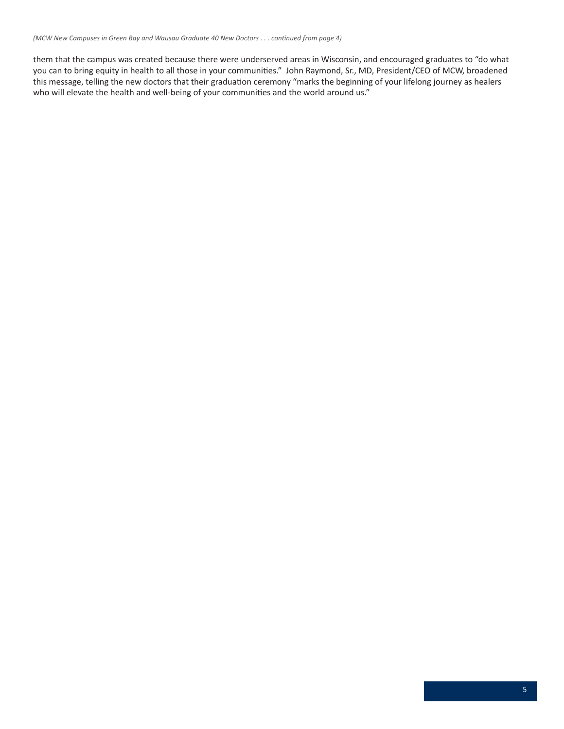*(MCW New Campuses in Green Bay and Wausau Graduate 40 New Doctors . . . continued from page 4)*

them that the campus was created because there were underserved areas in Wisconsin, and encouraged graduates to "do what you can to bring equity in health to all those in your communities." John Raymond, Sr., MD, President/CEO of MCW, broadened this message, telling the new doctors that their graduation ceremony "marks the beginning of your lifelong journey as healers who will elevate the health and well-being of your communities and the world around us."